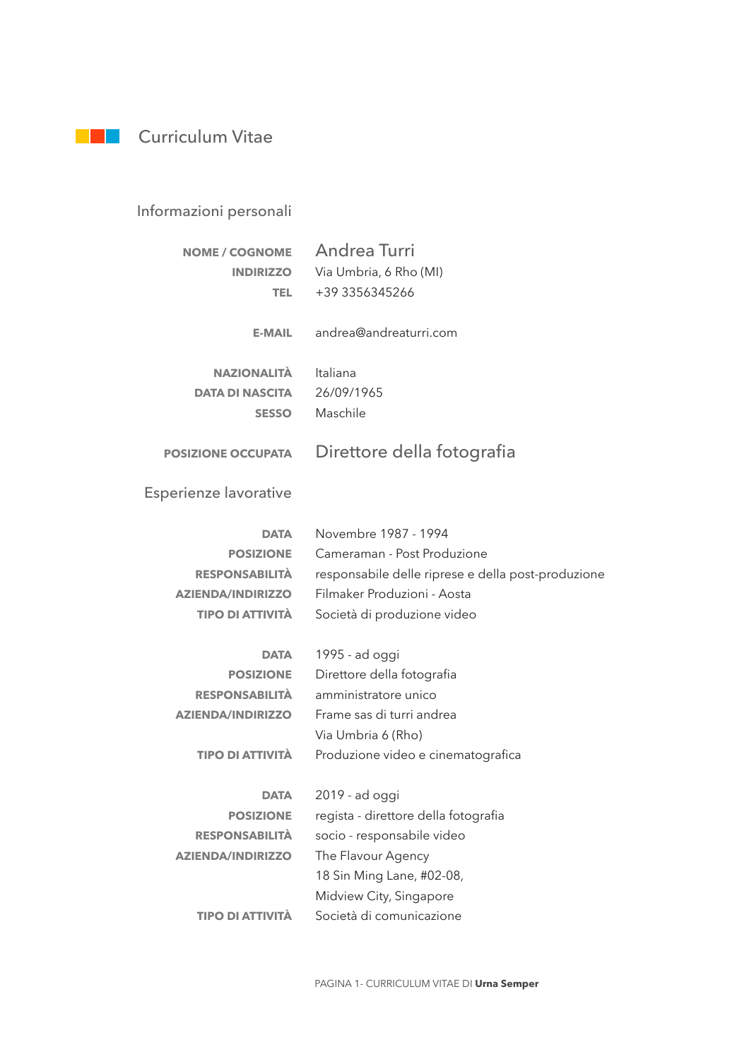# Curriculum Vitae

## Informazioni personali

| | |
|---|---|
| **NOME / COGNOME** | Andrea Turri |
| **INDIRIZZO** | Via Umbria, 6 Rho (MI) |
| **TEL** | +39 3356345266 |
| **E-MAIL** | andrea@andreaturri.com |
| **NAZIONALITÀ** | Italiana |
| **DATA DI NASCITA** | 26/09/1965 |
| **SESSO** | Maschile |
| **POSIZIONE OCCUPATA** | Direttore della fotografia |

## Esperienze lavorative

| | |
|---|---|
| **DATA** | Novembre 1987 - 1994 |
| **POSIZIONE** | Cameraman - Post Produzione |
| **RESPONSABILITÀ** | responsabile delle riprese e della post-produzione |
| **AZIENDA/INDIRIZZO** | Filmaker Produzioni - Aosta |
| **TIPO DI ATTIVITÀ** | Società di produzione video |

| | |
|---|---|
| **DATA** | 1995 - ad oggi |
| **POSIZIONE** | Direttore della fotografia |
| **RESPONSABILITÀ** | amministratore unico |
| **AZIENDA/INDIRIZZO** | Frame sas di turri andrea<br>Via Umbria 6 (Rho) |
| **TIPO DI ATTIVITÀ** | Produzione video e cinematografica |

| | |
|---|---|
| **DATA** | 2019 - ad oggi |
| **POSIZIONE** | regista - direttore della fotografia |
| **RESPONSABILITÀ** | socio - responsabile video |
| **AZIENDA/INDIRIZZO** | The Flavour Agency<br>18 Sin Ming Lane, #02-08,<br>Midview City, Singapore |
| **TIPO DI ATTIVITÀ** | Società di comunicazione |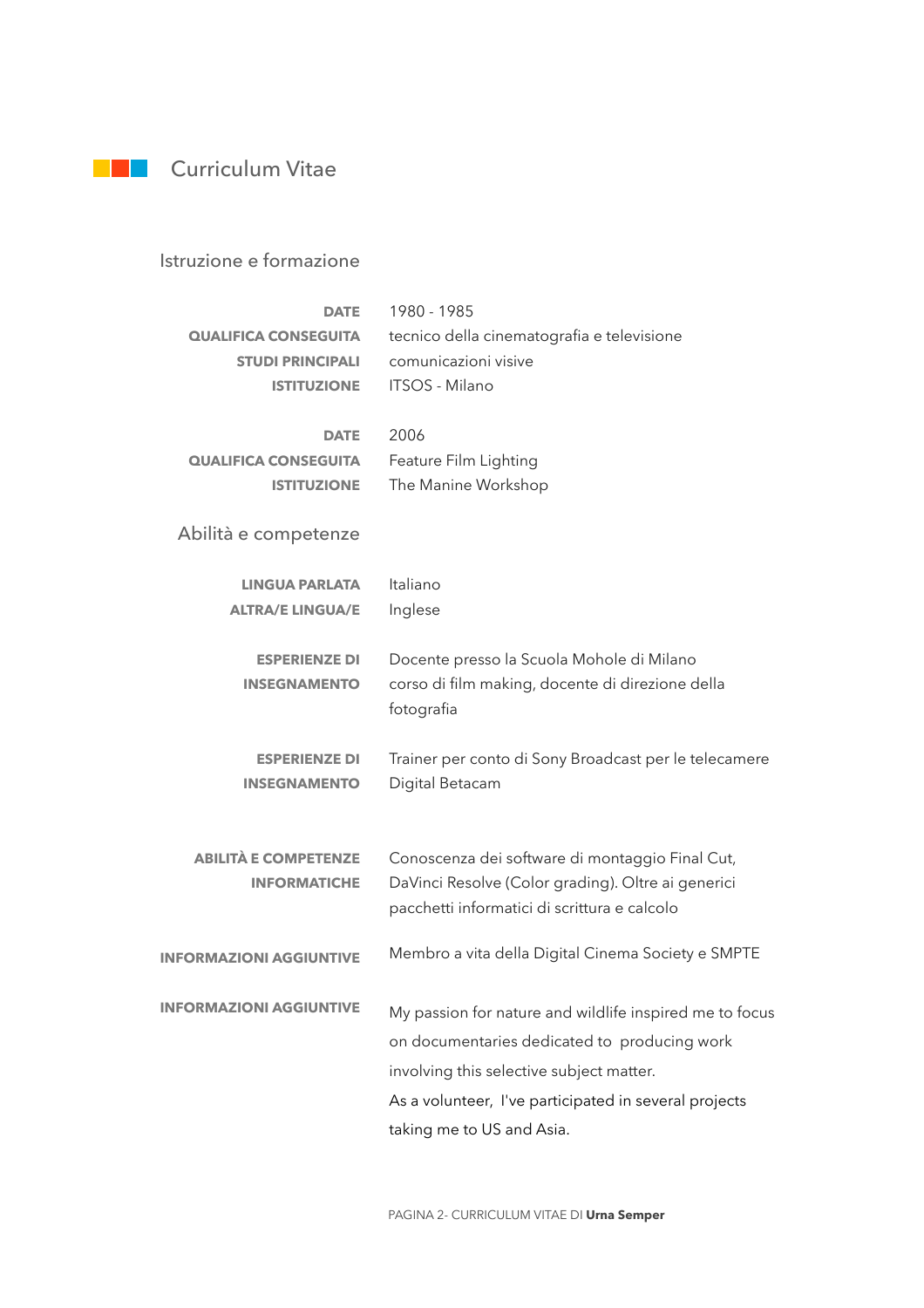# Curriculum Vitae

## Istruzione e formazione

**DATE** 1980 - 1985
**QUALIFICA CONSEGUITA** tecnico della cinematografia e televisione
**STUDI PRINCIPALI** comunicazioni visive
**ISTITUZIONE** ITSOS - Milano

**DATE** 2006
**QUALIFICA CONSEGUITA** Feature Film Lighting
**ISTITUZIONE** The Manine Workshop

## Abilità e competenze

**LINGUA PARLATA** Italiano
**ALTRA/E LINGUA/E** Inglese

**ESPERIENZE DI INSEGNAMENTO** Docente presso la Scuola Mohole di Milano corso di film making, docente di direzione della fotografia

**ESPERIENZE DI INSEGNAMENTO** Trainer per conto di Sony Broadcast per le telecamere Digital Betacam

**ABILITÀ E COMPETENZE INFORMATICHE** Conoscenza dei software di montaggio Final Cut, DaVinci Resolve (Color grading). Oltre ai generici pacchetti informatici di scrittura e calcolo

**INFORMAZIONI AGGIUNTIVE** Membro a vita della Digital Cinema Society e SMPTE

**INFORMAZIONI AGGIUNTIVE** My passion for nature and wildlife inspired me to focus on documentaries dedicated to producing work involving this selective subject matter.
As a volunteer, I've participated in several projects taking me to US and Asia.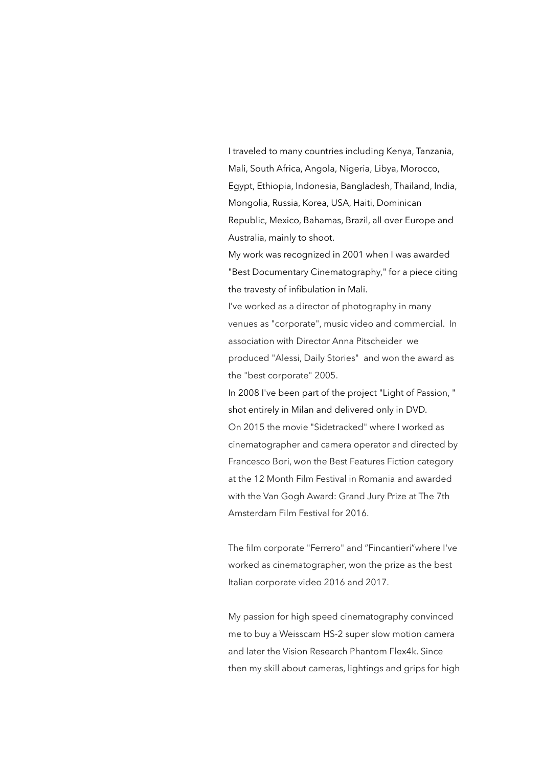I traveled to many countries including Kenya, Tanzania, Mali, South Africa, Angola, Nigeria, Libya, Morocco, Egypt, Ethiopia, Indonesia, Bangladesh, Thailand, India, Mongolia, Russia, Korea, USA, Haiti, Dominican Republic, Mexico, Bahamas, Brazil, all over Europe and Australia, mainly to shoot.
My work was recognized in 2001 when I was awarded "Best Documentary Cinematography," for a piece citing the travesty of infibulation in Mali.
I've worked as a director of photography in many venues as "corporate", music video and commercial. In association with Director Anna Pitscheider we produced "Alessi, Daily Stories" and won the award as the "best corporate" 2005.
In 2008 I've been part of the project "Light of Passion, " shot entirely in Milan and delivered only in DVD.
On 2015 the movie "Sidetracked" where I worked as cinematographer and camera operator and directed by Francesco Bori, won the Best Features Fiction category at the 12 Month Film Festival in Romania and awarded with the Van Gogh Award: Grand Jury Prize at The 7th Amsterdam Film Festival for 2016.

The film corporate "Ferrero" and "Fincantieri"where I've worked as cinematographer, won the prize as the best Italian corporate video 2016 and 2017.

My passion for high speed cinematography convinced me to buy a Weisscam HS-2 super slow motion camera and later the Vision Research Phantom Flex4k. Since then my skill about cameras, lightings and grips for high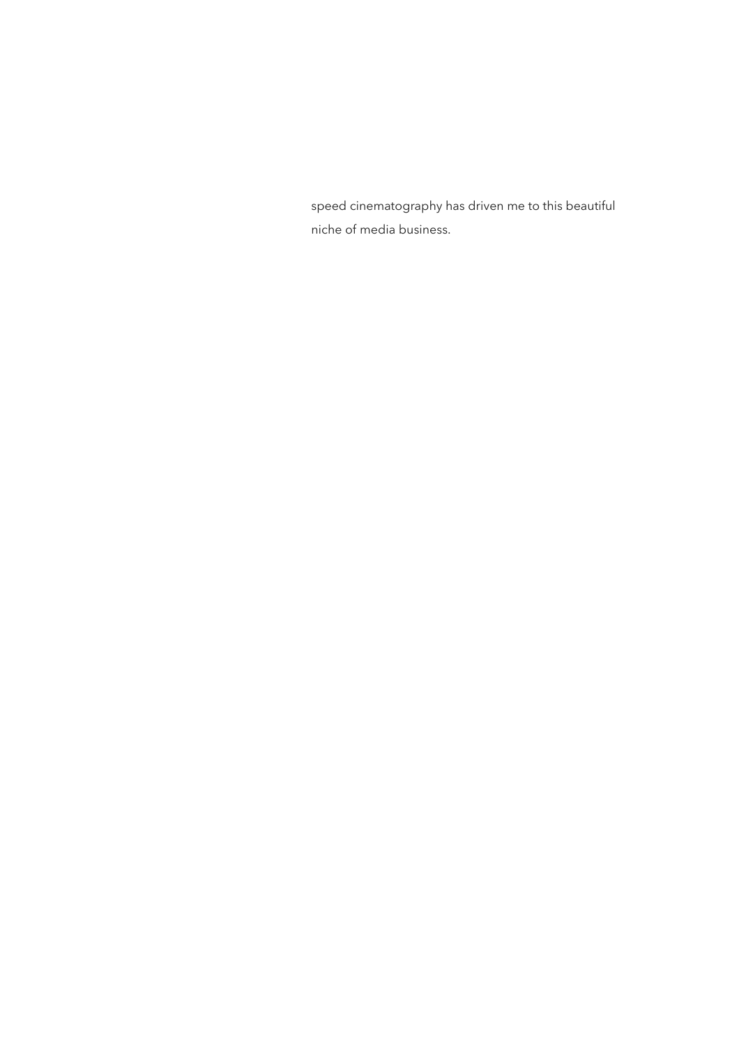speed cinematography has driven me to this beautiful niche of media business.